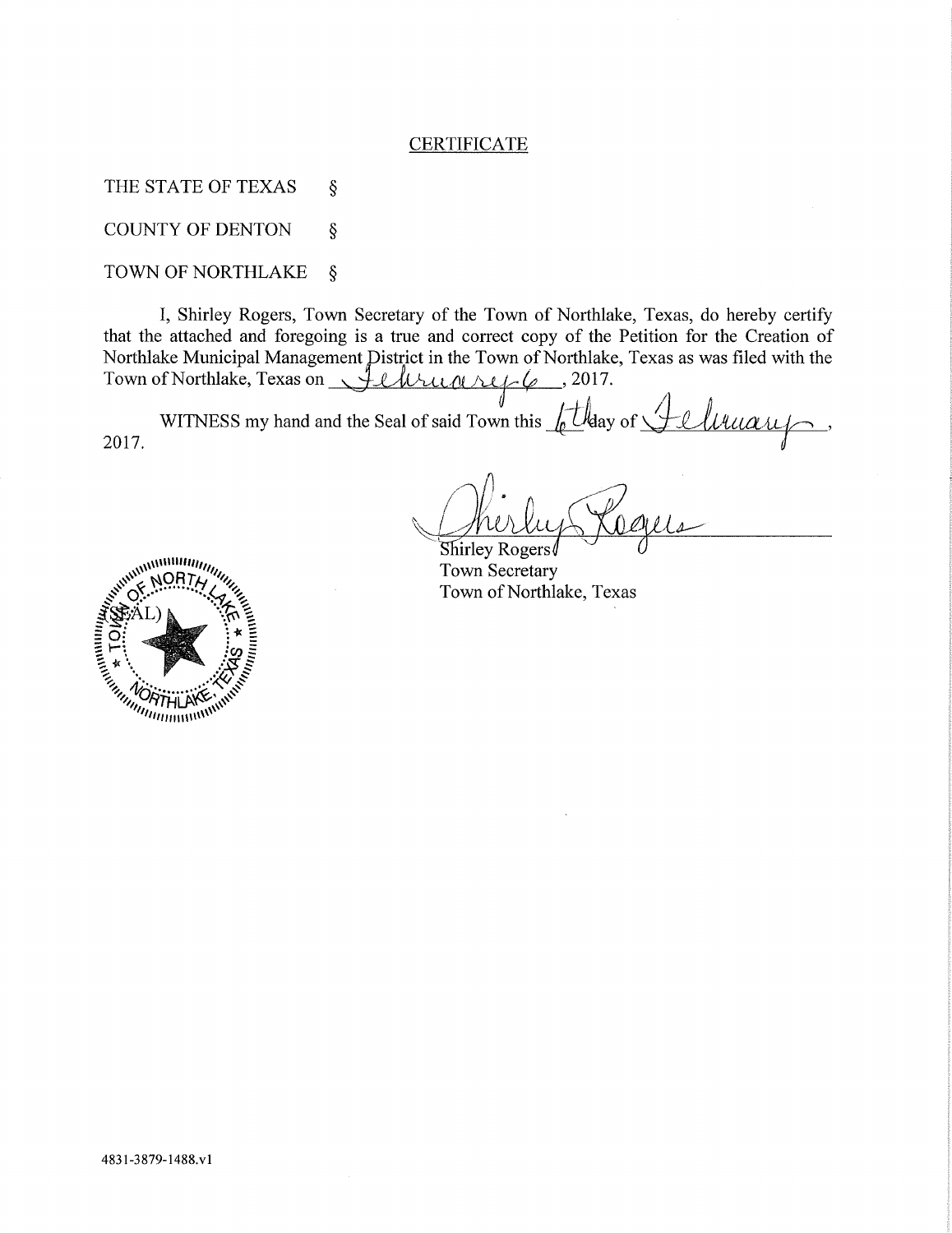# CERTIFICATE

THE STATE OF TEXAS §

COUNTY OF DENTON §

TOWN OF NORTHLAKE §

I, Shirley Rogers, Town Secretary of the Town of Northlake, Texas, do hereby certify that the attached and foregoing is a true and correct copy of the Petition for the Creation of Northlake Municipal Management District in the Town of Northlake, Texas as was filed with the Town of Northlake, Texas on February 6, 2017.

WITNESS my hand and the Seal of said Town this 6th day of February, 2017.

Shirley Rogers
Town Secretary
Town of Northlake, Texas

(SEAL)

4831-3879-1488.v1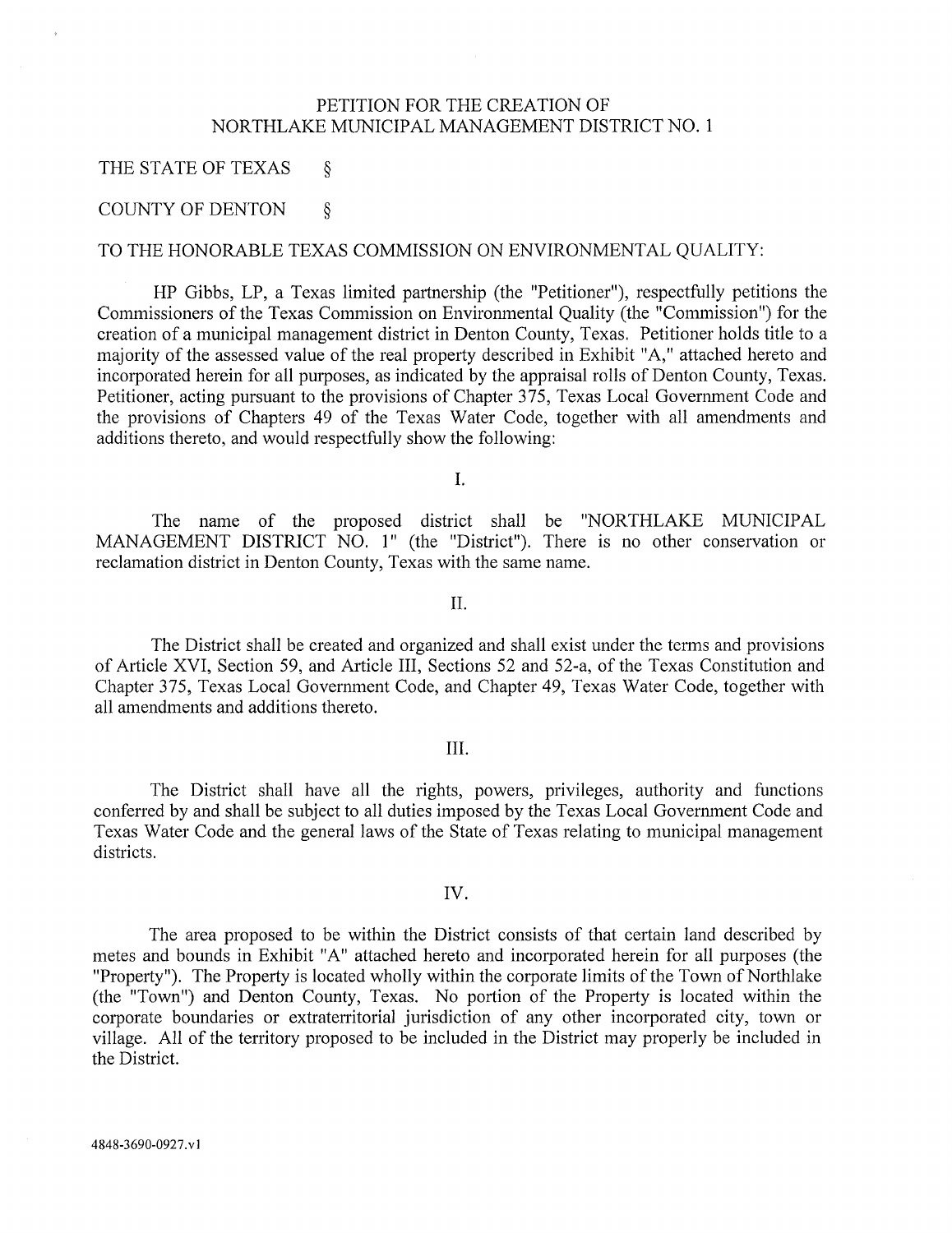PETITION FOR THE CREATION OF
NORTHLAKE MUNICIPAL MANAGEMENT DISTRICT NO. 1

THE STATE OF TEXAS §

COUNTY OF DENTON §

TO THE HONORABLE TEXAS COMMISSION ON ENVIRONMENTAL QUALITY:

HP Gibbs, LP, a Texas limited partnership (the "Petitioner"), respectfully petitions the Commissioners of the Texas Commission on Environmental Quality (the "Commission") for the creation of a municipal management district in Denton County, Texas. Petitioner holds title to a majority of the assessed value of the real property described in Exhibit "A," attached hereto and incorporated herein for all purposes, as indicated by the appraisal rolls of Denton County, Texas. Petitioner, acting pursuant to the provisions of Chapter 375, Texas Local Government Code and the provisions of Chapters 49 of the Texas Water Code, together with all amendments and additions thereto, and would respectfully show the following:

I.

The name of the proposed district shall be "NORTHLAKE MUNICIPAL MANAGEMENT DISTRICT NO. 1" (the "District"). There is no other conservation or reclamation district in Denton County, Texas with the same name.

II.

The District shall be created and organized and shall exist under the terms and provisions of Article XVI, Section 59, and Article III, Sections 52 and 52-a, of the Texas Constitution and Chapter 375, Texas Local Government Code, and Chapter 49, Texas Water Code, together with all amendments and additions thereto.

III.

The District shall have all the rights, powers, privileges, authority and functions conferred by and shall be subject to all duties imposed by the Texas Local Government Code and Texas Water Code and the general laws of the State of Texas relating to municipal management districts.

IV.

The area proposed to be within the District consists of that certain land described by metes and bounds in Exhibit "A" attached hereto and incorporated herein for all purposes (the "Property"). The Property is located wholly within the corporate limits of the Town of Northlake (the "Town") and Denton County, Texas. No portion of the Property is located within the corporate boundaries or extraterritorial jurisdiction of any other incorporated city, town or village. All of the territory proposed to be included in the District may properly be included in the District.

4848-3690-0927.v1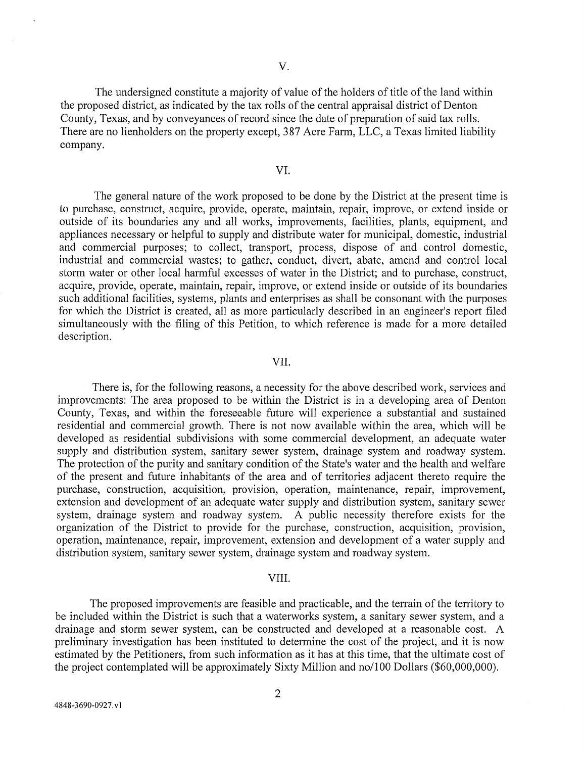V.

The undersigned constitute a majority of value of the holders of title of the land within the proposed district, as indicated by the tax rolls of the central appraisal district of Denton County, Texas, and by conveyances of record since the date of preparation of said tax rolls. There are no lienholders on the property except, 387 Acre Farm, LLC, a Texas limited liability company.

VI.

The general nature of the work proposed to be done by the District at the present time is to purchase, construct, acquire, provide, operate, maintain, repair, improve, or extend inside or outside of its boundaries any and all works, improvements, facilities, plants, equipment, and appliances necessary or helpful to supply and distribute water for municipal, domestic, industrial and commercial purposes; to collect, transport, process, dispose of and control domestic, industrial and commercial wastes; to gather, conduct, divert, abate, amend and control local storm water or other local harmful excesses of water in the District; and to purchase, construct, acquire, provide, operate, maintain, repair, improve, or extend inside or outside of its boundaries such additional facilities, systems, plants and enterprises as shall be consonant with the purposes for which the District is created, all as more particularly described in an engineer's report filed simultaneously with the filing of this Petition, to which reference is made for a more detailed description.

VII.

There is, for the following reasons, a necessity for the above described work, services and improvements: The area proposed to be within the District is in a developing area of Denton County, Texas, and within the foreseeable future will experience a substantial and sustained residential and commercial growth. There is not now available within the area, which will be developed as residential subdivisions with some commercial development, an adequate water supply and distribution system, sanitary sewer system, drainage system and roadway system. The protection of the purity and sanitary condition of the State's water and the health and welfare of the present and future inhabitants of the area and of territories adjacent thereto require the purchase, construction, acquisition, provision, operation, maintenance, repair, improvement, extension and development of an adequate water supply and distribution system, sanitary sewer system, drainage system and roadway system. A public necessity therefore exists for the organization of the District to provide for the purchase, construction, acquisition, provision, operation, maintenance, repair, improvement, extension and development of a water supply and distribution system, sanitary sewer system, drainage system and roadway system.

VIII.

The proposed improvements are feasible and practicable, and the terrain of the territory to be included within the District is such that a waterworks system, a sanitary sewer system, and a drainage and storm sewer system, can be constructed and developed at a reasonable cost. A preliminary investigation has been instituted to determine the cost of the project, and it is now estimated by the Petitioners, from such information as it has at this time, that the ultimate cost of the project contemplated will be approximately Sixty Million and no/100 Dollars ($60,000,000).

4848-3690-0927.v1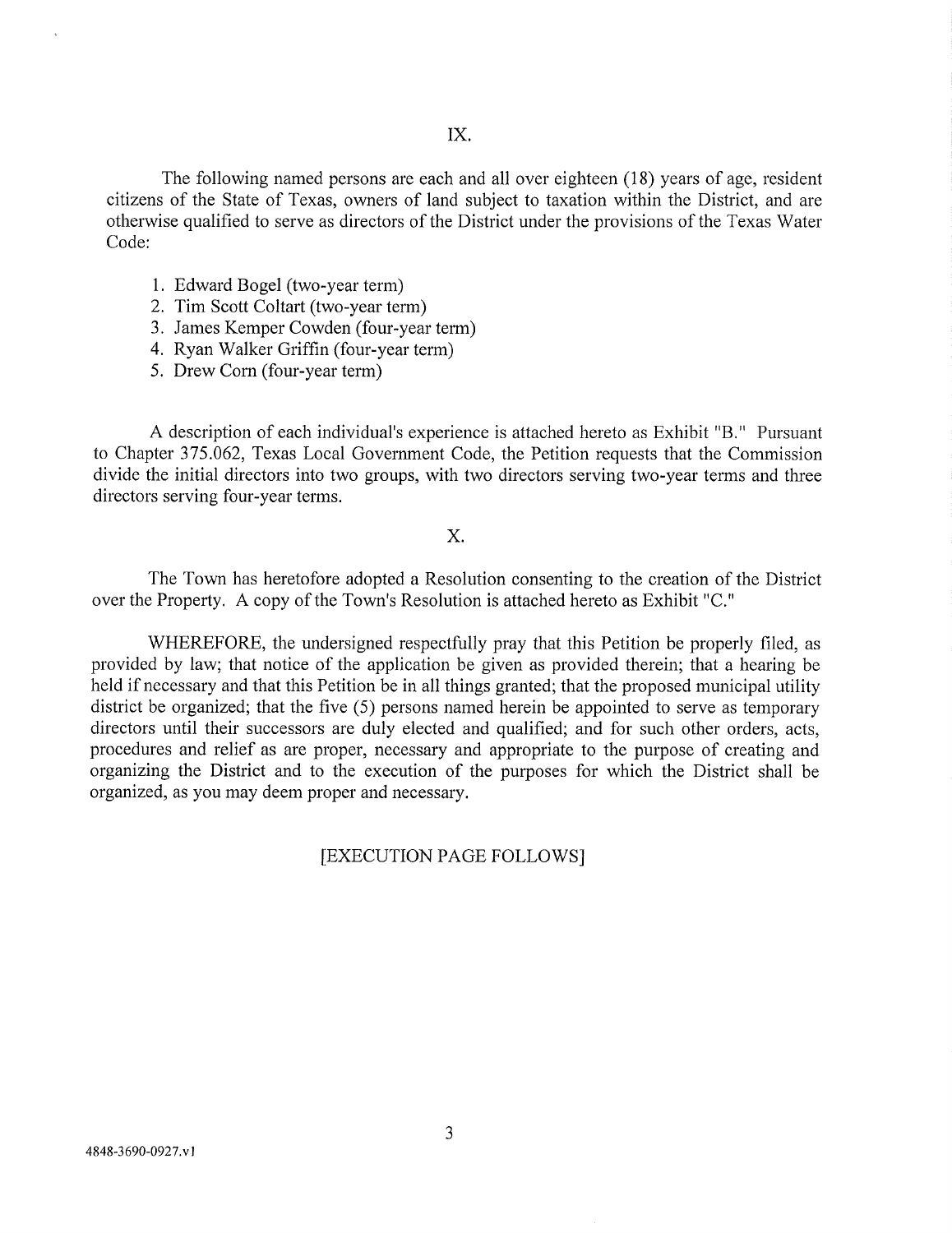## IX.

The following named persons are each and all over eighteen (18) years of age, resident citizens of the State of Texas, owners of land subject to taxation within the District, and are otherwise qualified to serve as directors of the District under the provisions of the Texas Water Code:

1. Edward Bogel (two-year term)
2. Tim Scott Coltart (two-year term)
3. James Kemper Cowden (four-year term)
4. Ryan Walker Griffin (four-year term)
5. Drew Corn (four-year term)

A description of each individual's experience is attached hereto as Exhibit "B." Pursuant to Chapter 375.062, Texas Local Government Code, the Petition requests that the Commission divide the initial directors into two groups, with two directors serving two-year terms and three directors serving four-year terms.

## X.

The Town has heretofore adopted a Resolution consenting to the creation of the District over the Property. A copy of the Town's Resolution is attached hereto as Exhibit "C."

WHEREFORE, the undersigned respectfully pray that this Petition be properly filed, as provided by law; that notice of the application be given as provided therein; that a hearing be held if necessary and that this Petition be in all things granted; that the proposed municipal utility district be organized; that the five (5) persons named herein be appointed to serve as temporary directors until their successors are duly elected and qualified; and for such other orders, acts, procedures and relief as are proper, necessary and appropriate to the purpose of creating and organizing the District and to the execution of the purposes for which the District shall be organized, as you may deem proper and necessary.

[EXECUTION PAGE FOLLOWS]

4848-3690-0927.v1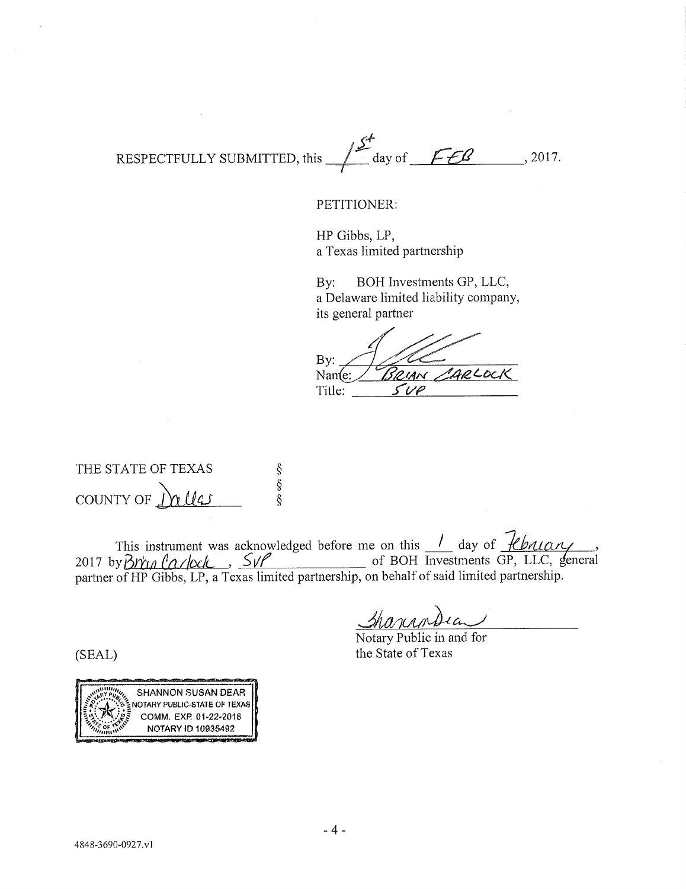RESPECTFULLY SUBMITTED, this 1st day of FEB, 2017.

PETITIONER:

HP Gibbs, LP,
a Texas limited partnership

By: BOH Investments GP, LLC,
a Delaware limited liability company,
its general partner

By: [signature]
Name: BRIAN CARLOCK
Title: SVP

THE STATE OF TEXAS §
§
COUNTY OF Dallas §

This instrument was acknowledged before me on this 1 day of February, 2017 by Brian Carlock, SVP of BOH Investments GP, LLC, general partner of HP Gibbs, LP, a Texas limited partnership, on behalf of said limited partnership.

[signature]
Notary Public in and for
the State of Texas

(SEAL)

SHANNON SUSAN DEAR
NOTARY PUBLIC-STATE OF TEXAS
COMM. EXP. 01-22-2018
NOTARY ID 10935492

4848-3690-0927.v1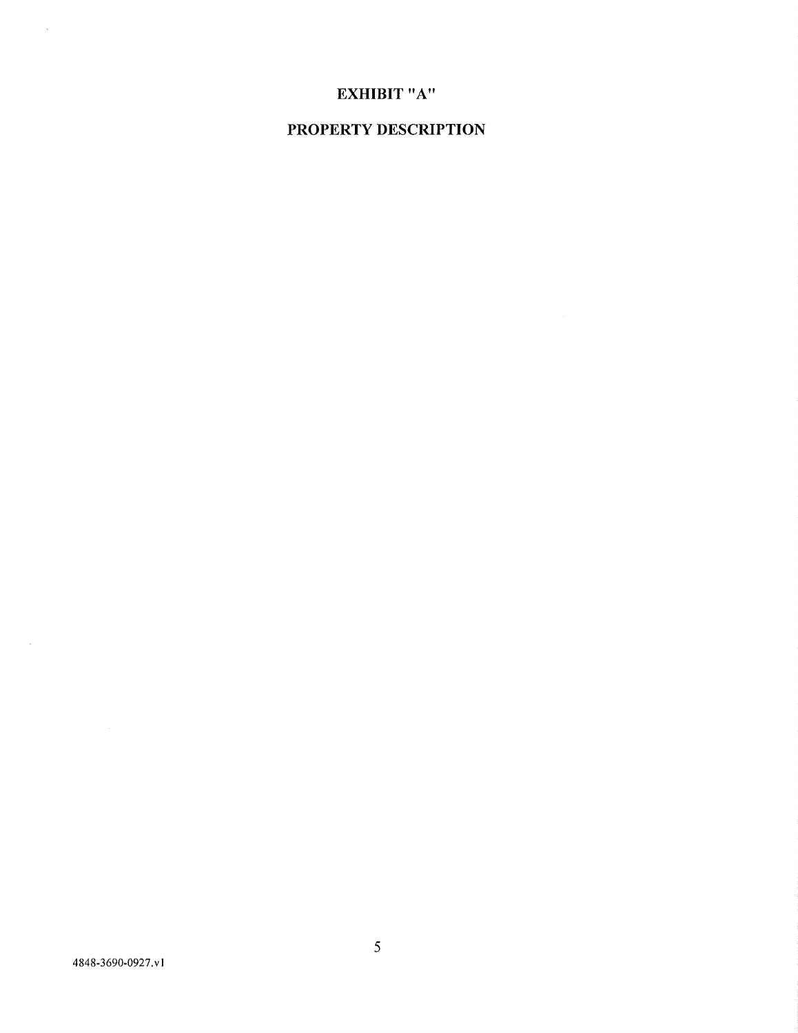# EXHIBIT "A"

# PROPERTY DESCRIPTION

4848-3690-0927.v1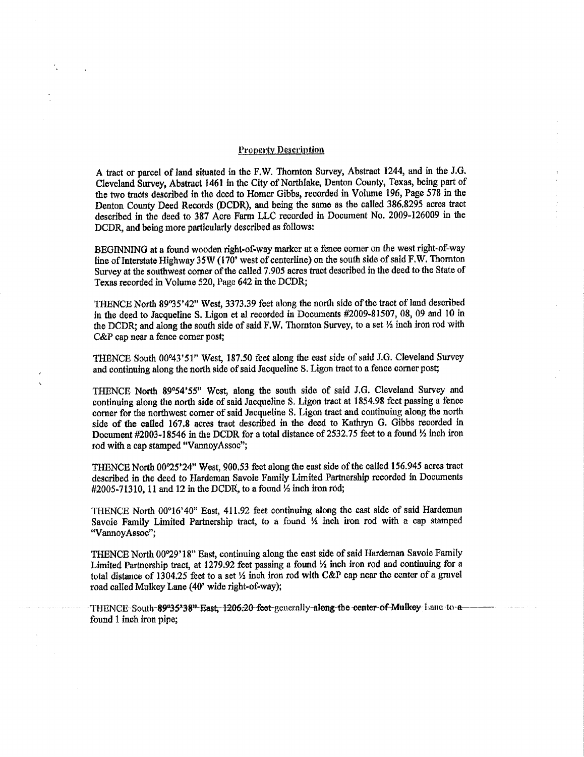## Property Description

A tract or parcel of land situated in the F.W. Thornton Survey, Abstract 1244, and in the J.G. Cleveland Survey, Abstract 1461 in the City of Northlake, Denton County, Texas, being part of the two tracts described in the deed to Homer Gibbs, recorded in Volume 196, Page 578 in the Denton County Deed Records (DCDR), and being the same as the called 386.8295 acres tract described in the deed to 387 Acre Farm LLC recorded in Document No. 2009-126009 in the DCDR, and being more particularly described as follows:

BEGINNING at a found wooden right-of-way marker at a fence corner on the west right-of-way line of Interstate Highway 35W (170' west of centerline) on the south side of said F.W. Thornton Survey at the southwest corner of the called 7.905 acres tract described in the deed to the State of Texas recorded in Volume 520, Page 642 in the DCDR;

THENCE North 89°35'42" West, 3373.39 feet along the north side of the tract of land described in the deed to Jacqueline S. Ligon et al recorded in Documents #2009-81507, 08, 09 and 10 in the DCDR; and along the south side of said F.W. Thornton Survey, to a set ½ inch iron rod with C&P cap near a fence corner post;

THENCE South 00°43'51" West, 187.50 feet along the east side of said J.G. Cleveland Survey and continuing along the north side of said Jacqueline S. Ligon tract to a fence corner post;

THENCE North 89°54'55" West, along the south side of said J.G. Cleveland Survey and continuing along the north side of said Jacqueline S. Ligon tract at 1854.98 feet passing a fence corner for the northwest corner of said Jacqueline S. Ligon tract and continuing along the north side of the called 167.8 acres tract described in the deed to Kathryn G. Gibbs recorded in Document #2003-18546 in the DCDR for a total distance of 2532.75 feet to a found ½ inch iron rod with a cap stamped "VannoyAssoc";

THENCE North 00°25'24" West, 900.53 feet along the east side of the called 156.945 acres tract described in the deed to Hardeman Savoie Family Limited Partnership recorded in Documents #2005-71310, 11 and 12 in the DCDR, to a found ½ inch iron rod;

THENCE North 00°16'40" East, 411.92 feet continuing along the east side of said Hardeman Savoie Family Limited Partnership tract, to a found ½ inch iron rod with a cap stamped "VannoyAssoc";

THENCE North 00°29'18" East, continuing along the east side of said Hardeman Savoie Family Limited Partnership tract, at 1279.92 feet passing a found ½ inch iron rod and continuing for a total distance of 1304.25 feet to a set ½ inch iron rod with C&P cap near the center of a gravel road called Mulkey Lane (40' wide right-of-way);

THENCE South 89°35'38" East, 1206.20 feet generally along the center of Mulkey Lane to a found 1 inch iron pipe;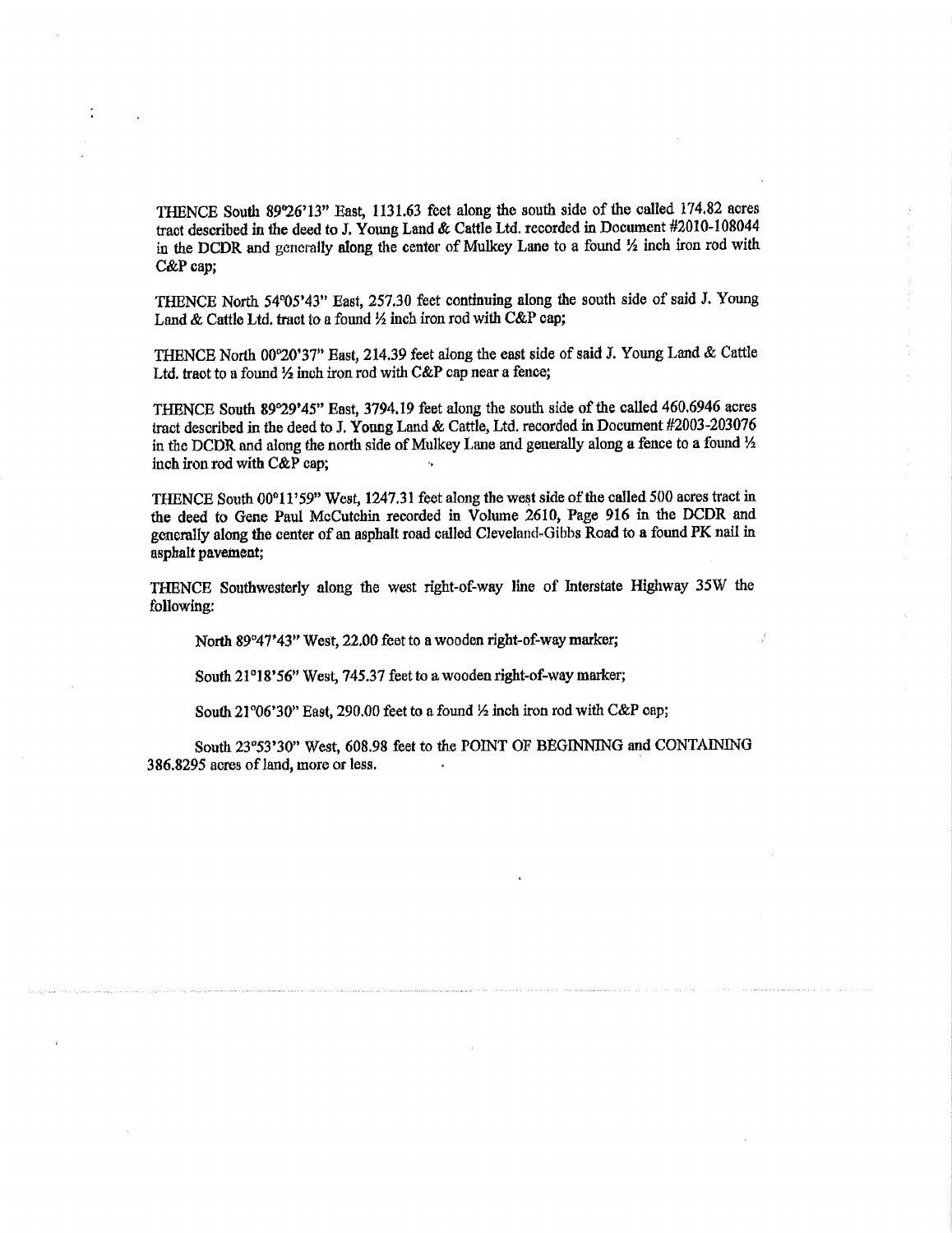THENCE South 89°26'13" East, 1131.63 feet along the south side of the called 174.82 acres tract described in the deed to J. Young Land & Cattle Ltd. recorded in Document #2010-108044 in the DCDR and generally along the center of Mulkey Lane to a found ½ inch iron rod with C&P cap;

THENCE North 54°05'43" East, 257.30 feet continuing along the south side of said J. Young Land & Cattle Ltd. tract to a found ½ inch iron rod with C&P cap;

THENCE North 00°20'37" East, 214.39 feet along the east side of said J. Young Land & Cattle Ltd. tract to a found ½ inch iron rod with C&P cap near a fence;

THENCE South 89°29'45" East, 3794.19 feet along the south side of the called 460.6946 acres tract described in the deed to J. Young Land & Cattle, Ltd. recorded in Document #2003-203076 in the DCDR and along the north side of Mulkey Lane and generally along a fence to a found ½ inch iron rod with C&P cap;

THENCE South 00°11'59" West, 1247.31 feet along the west side of the called 500 acres tract in the deed to Gene Paul McCutchin recorded in Volume 2610, Page 916 in the DCDR and generally along the center of an asphalt road called Cleveland-Gibbs Road to a found PK nail in asphalt pavement;

THENCE Southwesterly along the west right-of-way line of Interstate Highway 35W the following:

North 89°47'43" West, 22.00 feet to a wooden right-of-way marker;

South 21°18'56" West, 745.37 feet to a wooden right-of-way marker;

South 21°06'30" East, 290.00 feet to a found ½ inch iron rod with C&P cap;

South 23°53'30" West, 608.98 feet to the POINT OF BEGINNING and CONTAINING 386.8295 acres of land, more or less.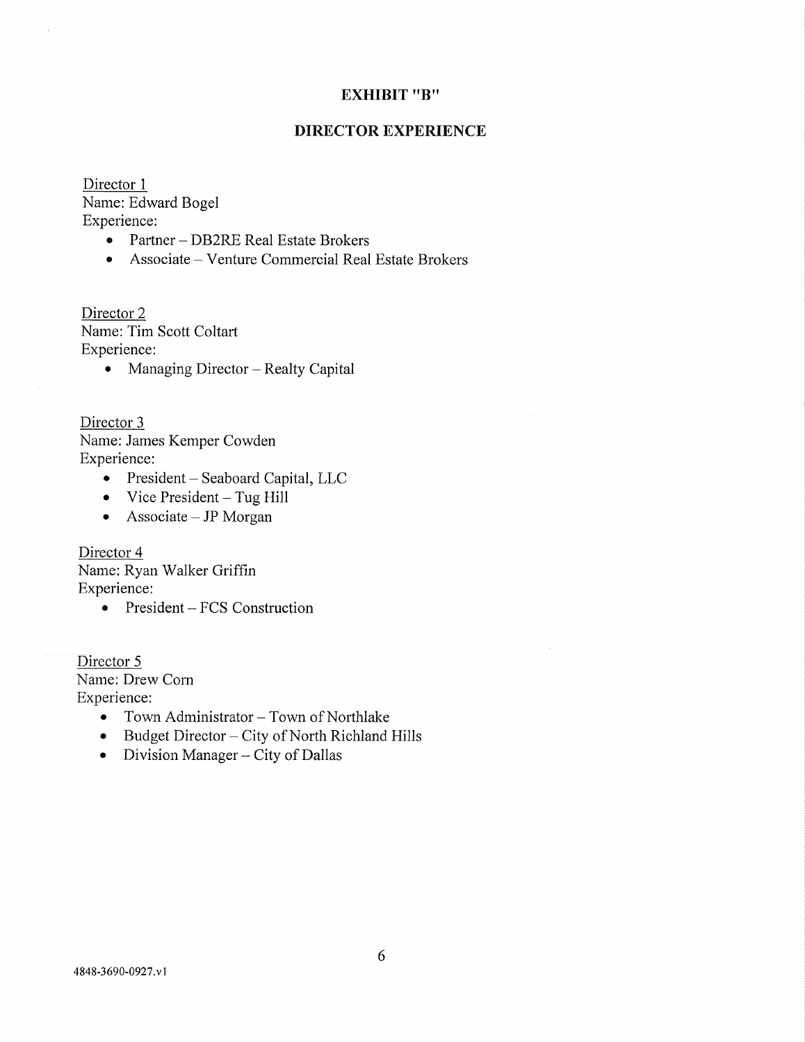## EXHIBIT "B"

## DIRECTOR EXPERIENCE

Director 1
Name: Edward Bogel
Experience:

- Partner – DB2RE Real Estate Brokers
- Associate – Venture Commercial Real Estate Brokers

Director 2
Name: Tim Scott Coltart
Experience:

- Managing Director – Realty Capital

Director 3
Name: James Kemper Cowden
Experience:

- President – Seaboard Capital, LLC
- Vice President – Tug Hill
- Associate – JP Morgan

Director 4
Name: Ryan Walker Griffin
Experience:

- President – FCS Construction

Director 5
Name: Drew Corn
Experience:

- Town Administrator – Town of Northlake
- Budget Director – City of North Richland Hills
- Division Manager – City of Dallas

4848-3690-0927.v1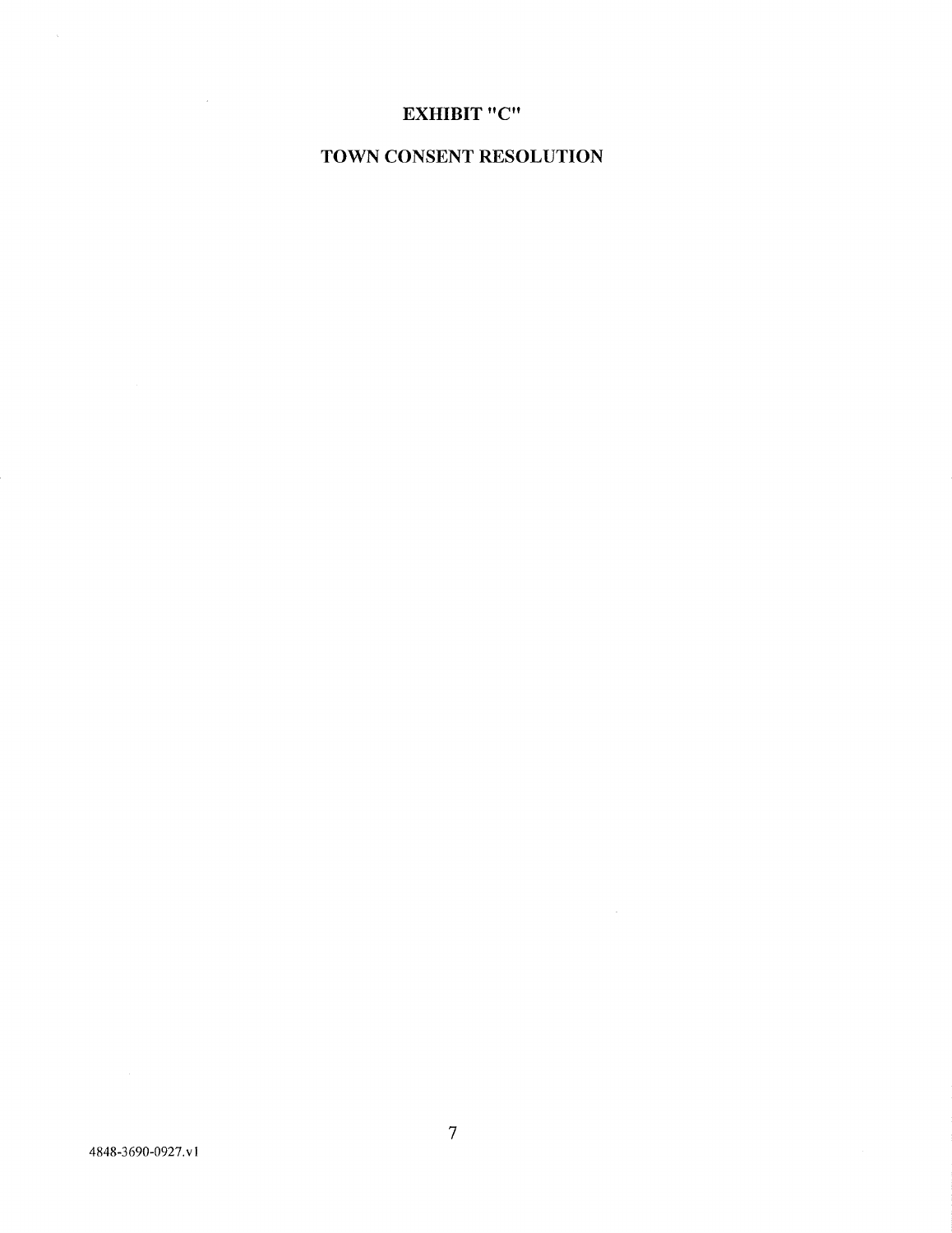# EXHIBIT "C"

# TOWN CONSENT RESOLUTION

4848-3690-0927.v1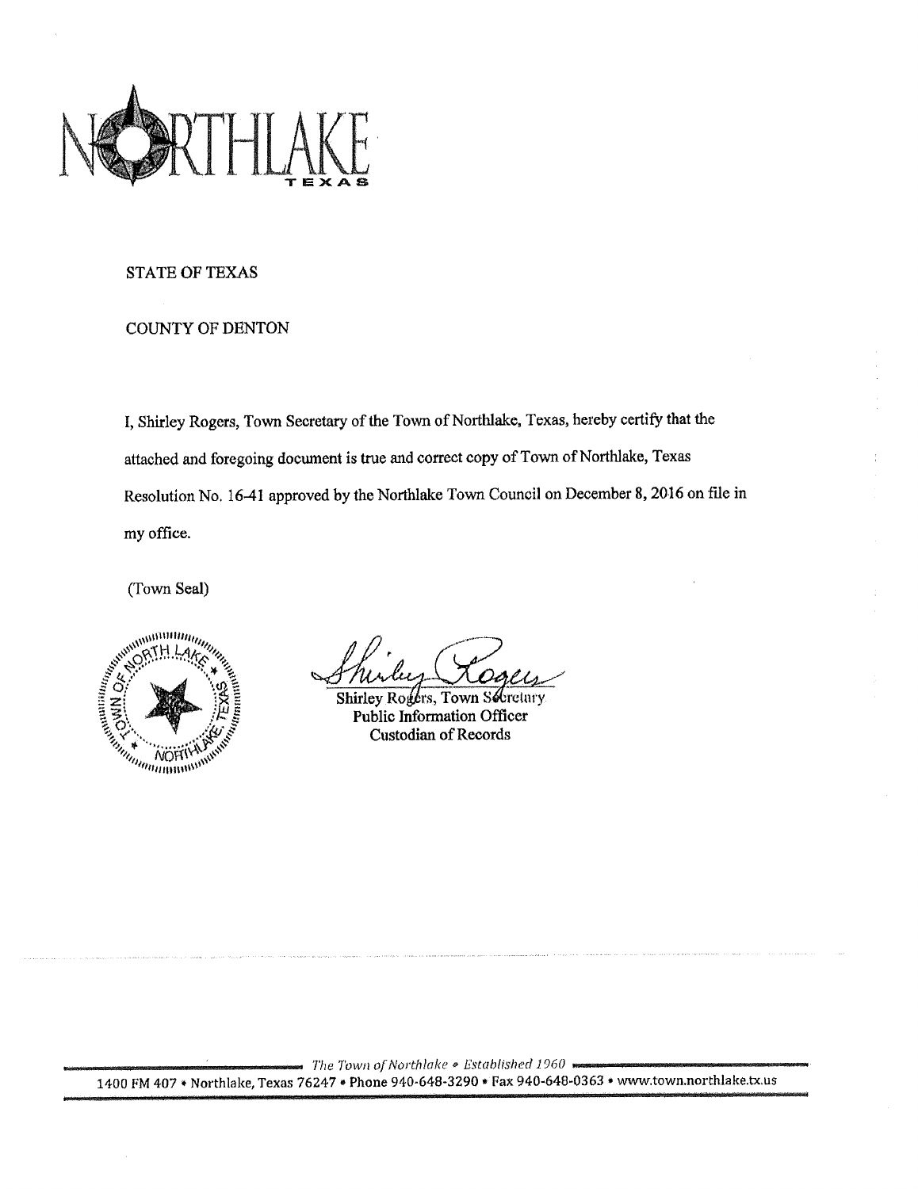NORTHLAKE TEXAS

STATE OF TEXAS

COUNTY OF DENTON

I, Shirley Rogers, Town Secretary of the Town of Northlake, Texas, hereby certify that the attached and foregoing document is true and correct copy of Town of Northlake, Texas Resolution No. 16-41 approved by the Northlake Town Council on December 8, 2016 on file in my office.

(Town Seal)

Shirley Rogers, Town Secretary
Public Information Officer
Custodian of Records

The Town of Northlake • Established 1960

1400 FM 407 • Northlake, Texas 76247 • Phone 940-648-3290 • Fax 940-648-0363 • www.town.northlake.tx.us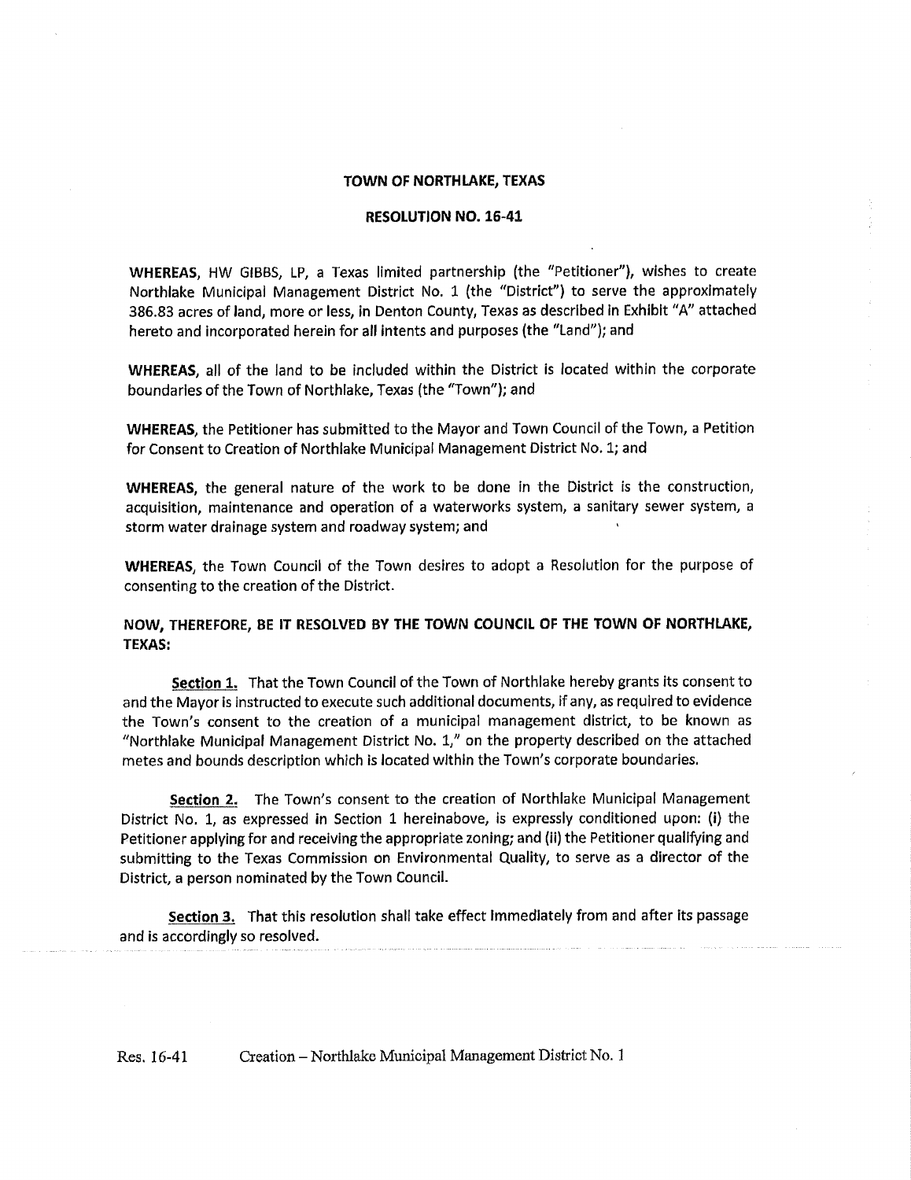**TOWN OF NORTHLAKE, TEXAS**

**RESOLUTION NO. 16-41**

**WHEREAS,** HW GIBBS, LP, a Texas limited partnership (the "Petitioner"), wishes to create Northlake Municipal Management District No. 1 (the "District") to serve the approximately 386.83 acres of land, more or less, in Denton County, Texas as described in Exhibit "A" attached hereto and incorporated herein for all intents and purposes (the "Land"); and

**WHEREAS,** all of the land to be included within the District is located within the corporate boundaries of the Town of Northlake, Texas (the "Town"); and

**WHEREAS,** the Petitioner has submitted to the Mayor and Town Council of the Town, a Petition for Consent to Creation of Northlake Municipal Management District No. 1; and

**WHEREAS,** the general nature of the work to be done in the District is the construction, acquisition, maintenance and operation of a waterworks system, a sanitary sewer system, a storm water drainage system and roadway system; and

**WHEREAS,** the Town Council of the Town desires to adopt a Resolution for the purpose of consenting to the creation of the District.

**NOW, THEREFORE, BE IT RESOLVED BY THE TOWN COUNCIL OF THE TOWN OF NORTHLAKE, TEXAS:**

**Section 1.** That the Town Council of the Town of Northlake hereby grants its consent to and the Mayor is instructed to execute such additional documents, if any, as required to evidence the Town's consent to the creation of a municipal management district, to be known as "Northlake Municipal Management District No. 1," on the property described on the attached metes and bounds description which is located within the Town's corporate boundaries.

**Section 2.** The Town's consent to the creation of Northlake Municipal Management District No. 1, as expressed in Section 1 hereinabove, is expressly conditioned upon: (i) the Petitioner applying for and receiving the appropriate zoning; and (ii) the Petitioner qualifying and submitting to the Texas Commission on Environmental Quality, to serve as a director of the District, a person nominated by the Town Council.

**Section 3.** That this resolution shall take effect immediately from and after its passage and is accordingly so resolved.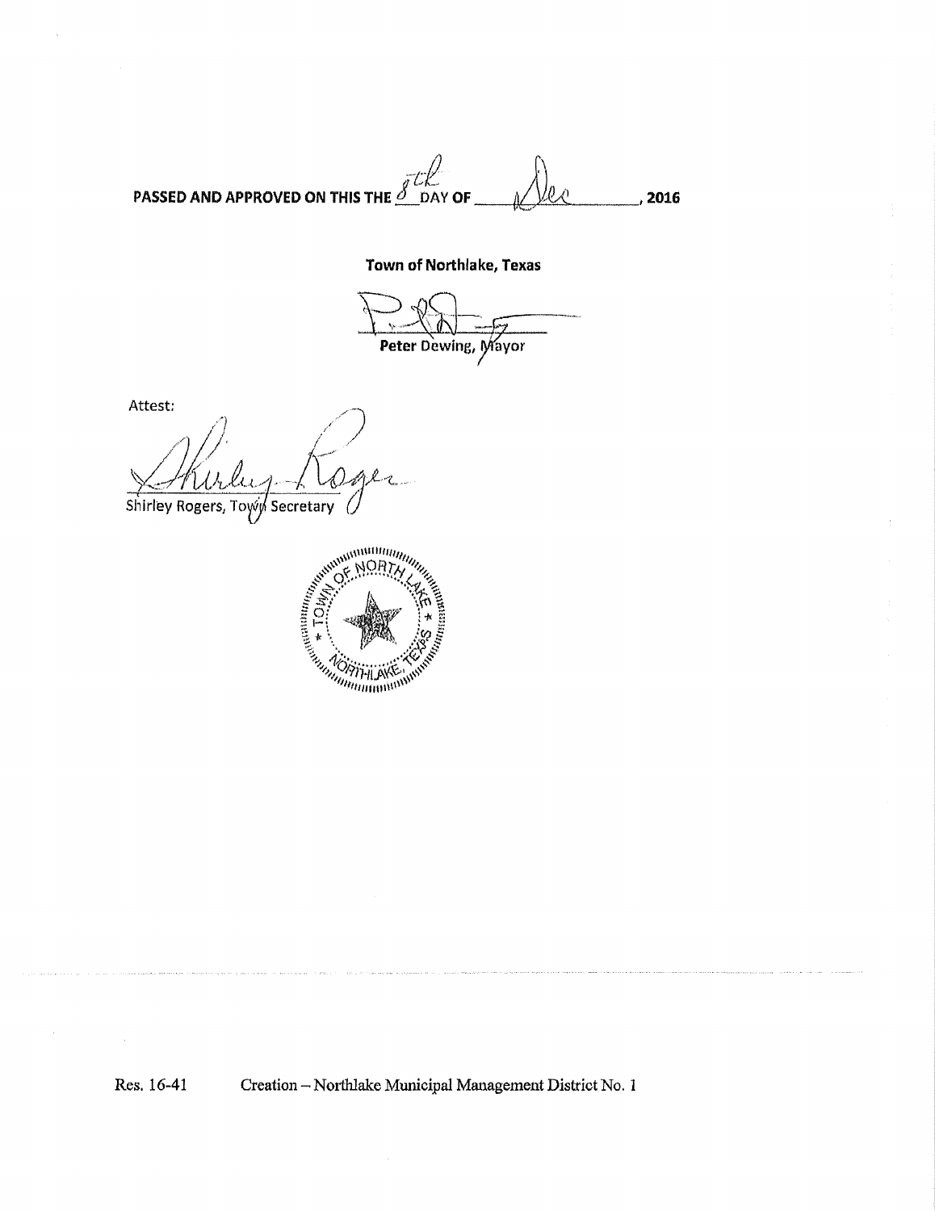PASSED AND APPROVED ON THIS THE 8th DAY OF Dec, 2016

**Town of Northlake, Texas**

**Peter** Dewing, Mayor

Attest:

Shirley Rogers, Town Secretary

TOWN OF NORTHLAKE, TEXAS

Res. 16-41 Creation – Northlake Municipal Management District No. 1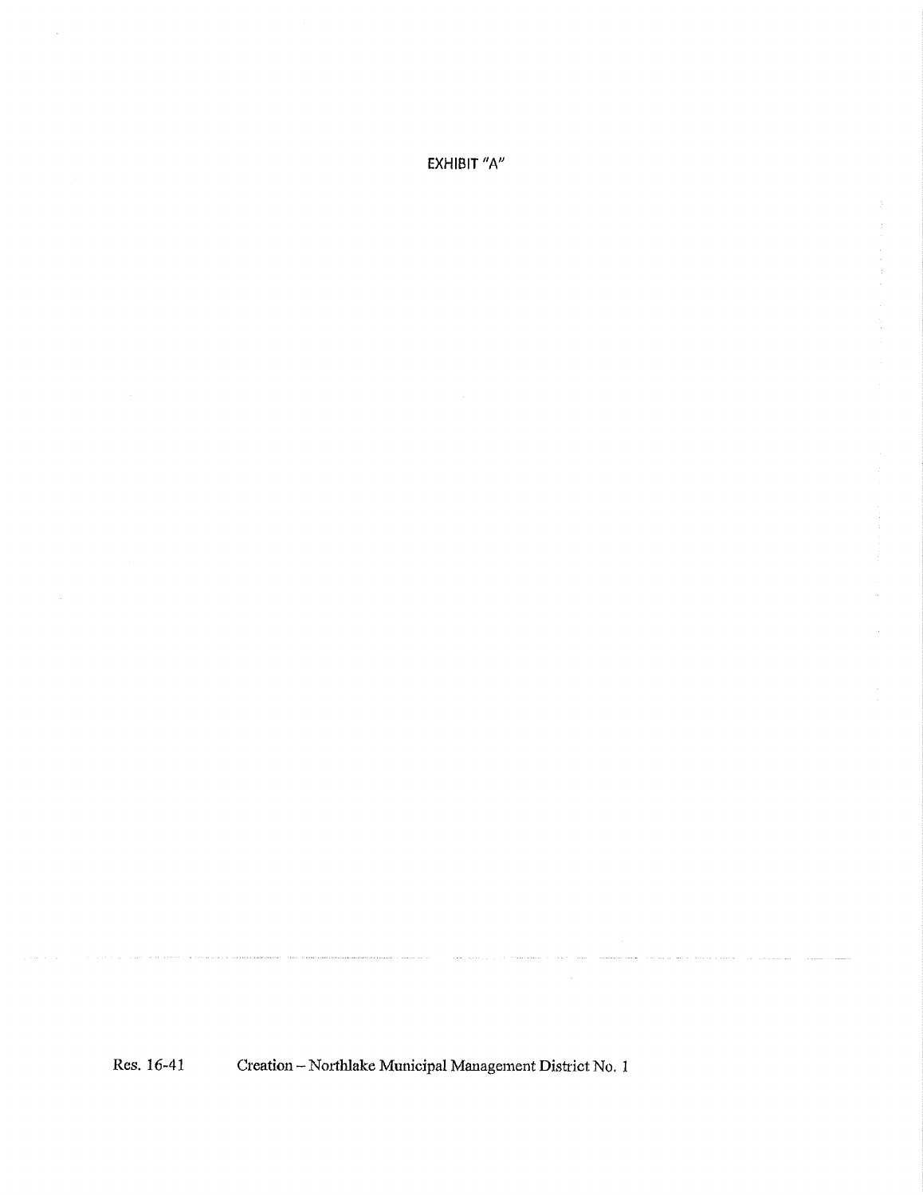EXHIBIT "A"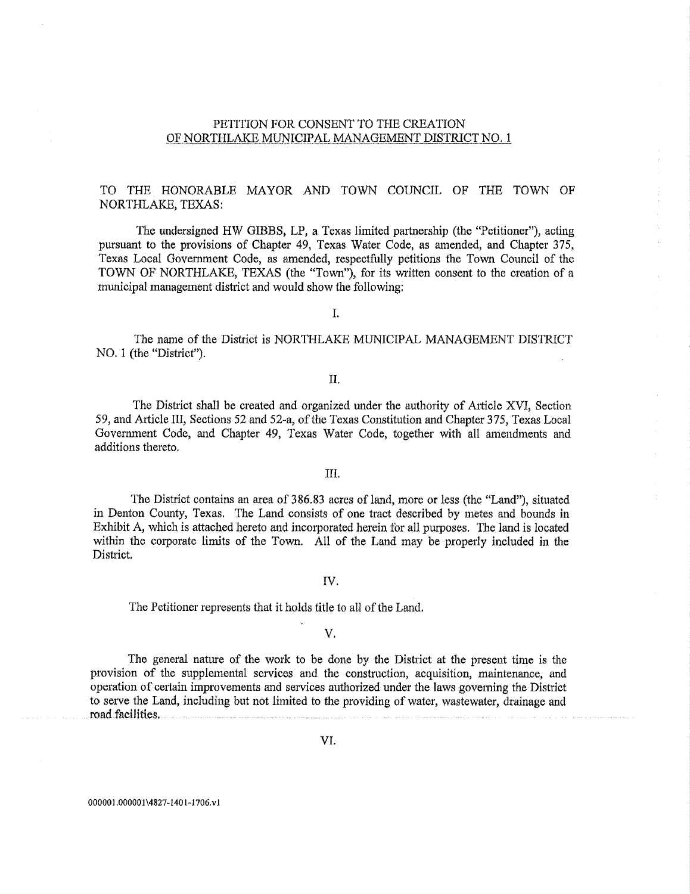PETITION FOR CONSENT TO THE CREATION
OF NORTHLAKE MUNICIPAL MANAGEMENT DISTRICT NO. 1

TO THE HONORABLE MAYOR AND TOWN COUNCIL OF THE TOWN OF NORTHLAKE, TEXAS:

The undersigned HW GIBBS, LP, a Texas limited partnership (the "Petitioner"), acting pursuant to the provisions of Chapter 49, Texas Water Code, as amended, and Chapter 375, Texas Local Government Code, as amended, respectfully petitions the Town Council of the TOWN OF NORTHLAKE, TEXAS (the "Town"), for its written consent to the creation of a municipal management district and would show the following:

I.

The name of the District is NORTHLAKE MUNICIPAL MANAGEMENT DISTRICT NO. 1 (the "District").

II.

The District shall be created and organized under the authority of Article XVI, Section 59, and Article III, Sections 52 and 52-a, of the Texas Constitution and Chapter 375, Texas Local Government Code, and Chapter 49, Texas Water Code, together with all amendments and additions thereto.

III.

The District contains an area of 386.83 acres of land, more or less (the "Land"), situated in Denton County, Texas. The Land consists of one tract described by metes and bounds in Exhibit A, which is attached hereto and incorporated herein for all purposes. The land is located within the corporate limits of the Town. All of the Land may be properly included in the District.

IV.

The Petitioner represents that it holds title to all of the Land.

V.

The general nature of the work to be done by the District at the present time is the provision of the supplemental services and the construction, acquisition, maintenance, and operation of certain improvements and services authorized under the laws governing the District to serve the Land, including but not limited to the providing of water, wastewater, drainage and road facilities.

VI.

000001.000001\4827-1401-1706.v1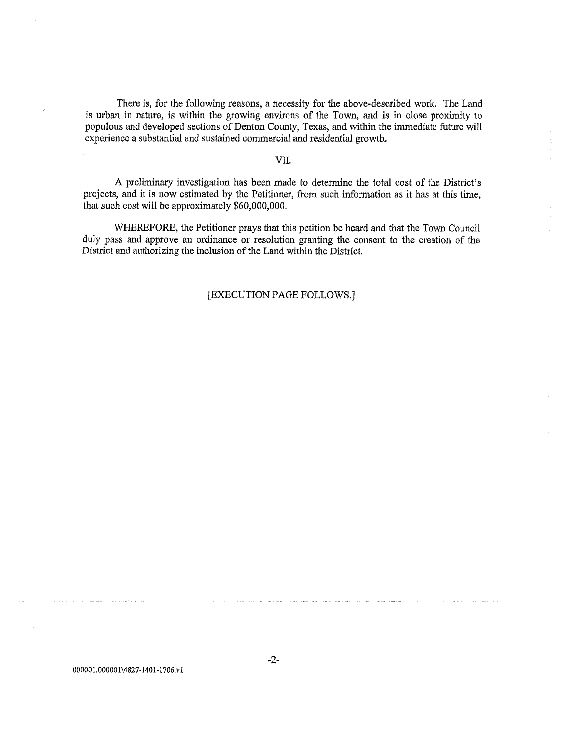There is, for the following reasons, a necessity for the above-described work. The Land is urban in nature, is within the growing environs of the Town, and is in close proximity to populous and developed sections of Denton County, Texas, and within the immediate future will experience a substantial and sustained commercial and residential growth.

VII.

A preliminary investigation has been made to determine the total cost of the District's projects, and it is now estimated by the Petitioner, from such information as it has at this time, that such cost will be approximately $60,000,000.

WHEREFORE, the Petitioner prays that this petition be heard and that the Town Council duly pass and approve an ordinance or resolution granting the consent to the creation of the District and authorizing the inclusion of the Land within the District.

[EXECUTION PAGE FOLLOWS.]

000001.000001\4827-1401-1706.v1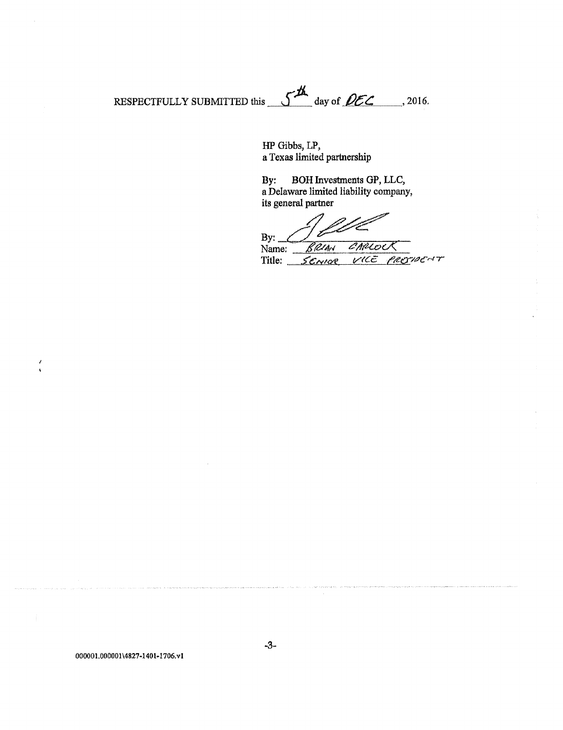RESPECTFULLY SUBMITTED this 5th day of DEC, 2016.

HP Gibbs, LP,
a Texas limited partnership

By: BOH Investments GP, LLC,
a Delaware limited liability company,
its general partner

By: ______________________
Name: BRIAN CARLOCK
Title: SENIOR VICE PRESIDENT

000001.000001\4827-1401-1706.v1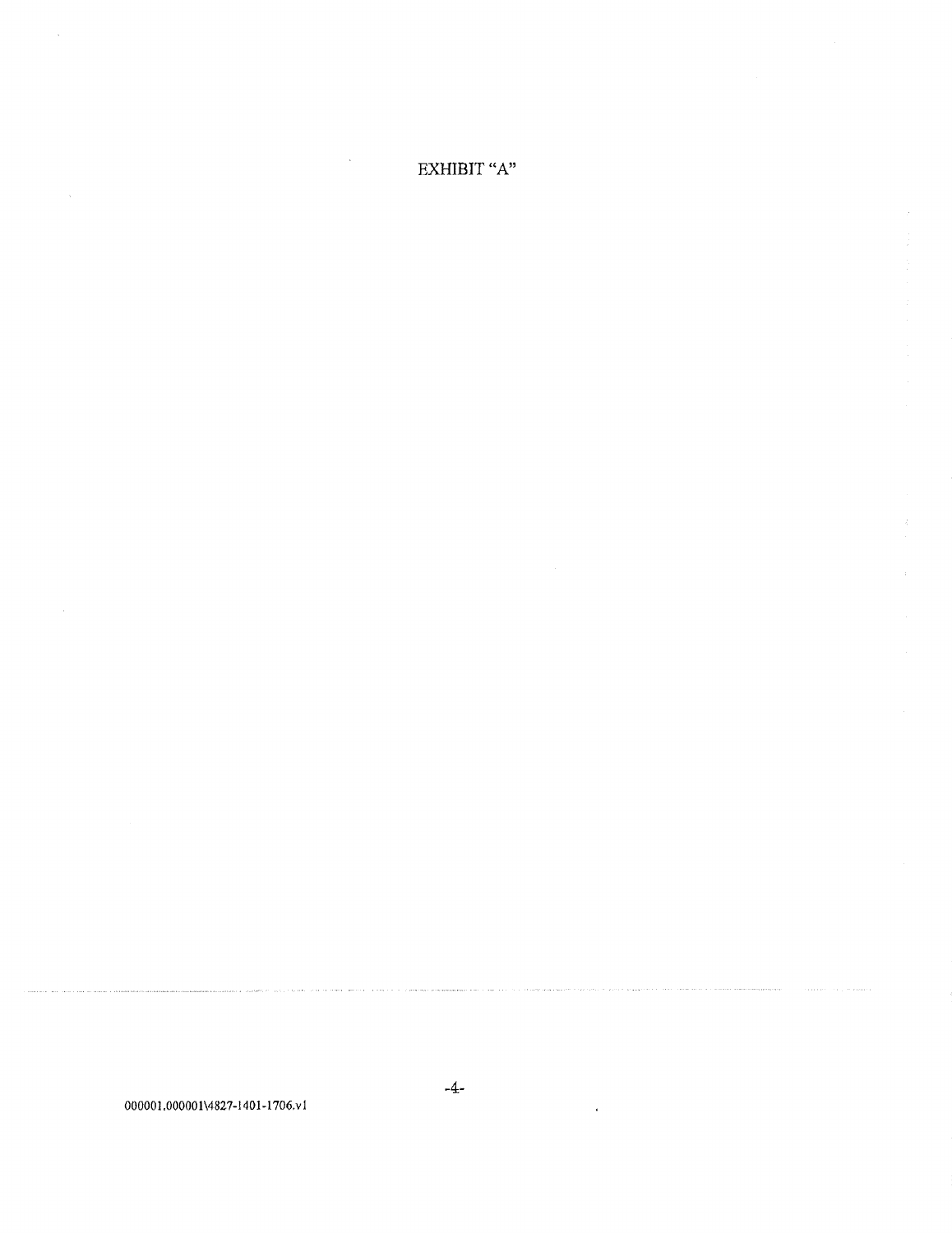EXHIBIT "A"

000001.000001\4827-1401-1706.v1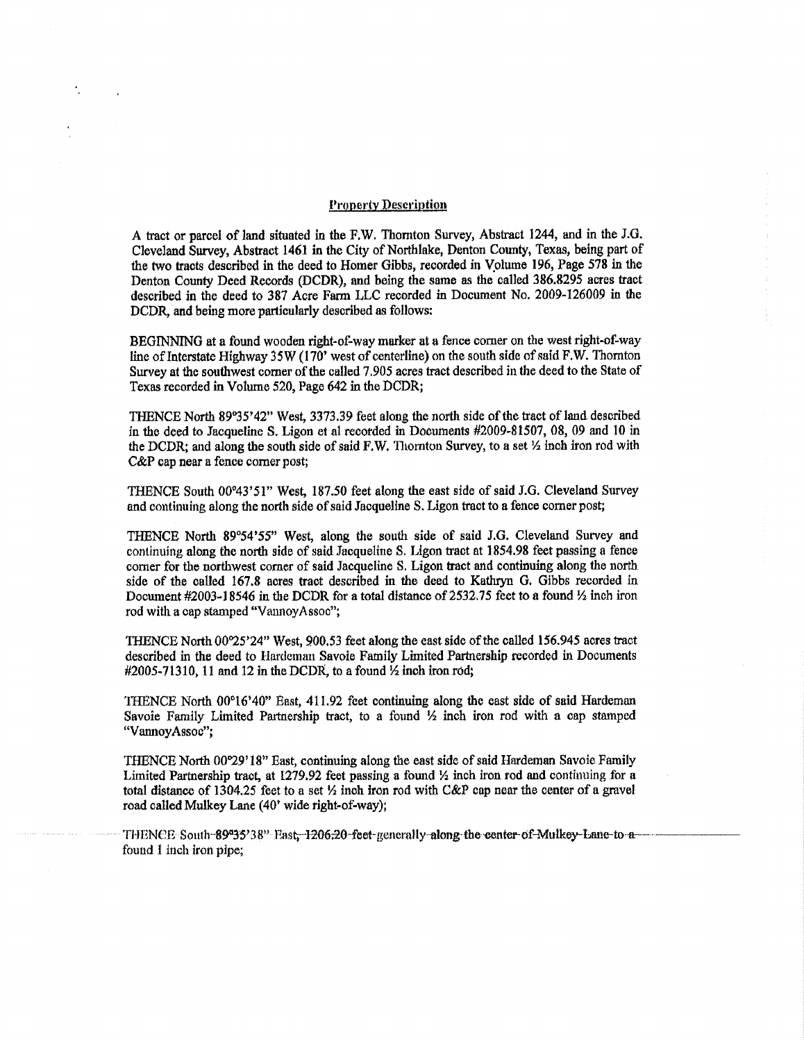## Property Description

A tract or parcel of land situated in the F.W. Thornton Survey, Abstract 1244, and in the J.G. Cleveland Survey, Abstract 1461 in the City of Northlake, Denton County, Texas, being part of the two tracts described in the deed to Homer Gibbs, recorded in Volume 196, Page 578 in the Denton County Deed Records (DCDR), and being the same as the called 386.8295 acres tract described in the deed to 387 Acre Farm LLC recorded in Document No. 2009-126009 in the DCDR, and being more particularly described as follows:

BEGINNING at a found wooden right-of-way marker at a fence corner on the west right-of-way line of Interstate Highway 35W (170' west of centerline) on the south side of said F.W. Thornton Survey at the southwest corner of the called 7.905 acres tract described in the deed to the State of Texas recorded in Volume 520, Page 642 in the DCDR;

THENCE North 89°35'42" West, 3373.39 feet along the north side of the tract of land described in the deed to Jacqueline S. Ligon et al recorded in Documents #2009-81507, 08, 09 and 10 in the DCDR; and along the south side of said F.W. Thornton Survey, to a set ½ inch iron rod with C&P cap near a fence corner post;

THENCE South 00°43'51" West, 187.50 feet along the east side of said J.G. Cleveland Survey and continuing along the north side of said Jacqueline S. Ligon tract to a fence corner post;

THENCE North 89°54'55" West, along the south side of said J.G. Cleveland Survey and continuing along the north side of said Jacqueline S. Ligon tract at 1854.98 feet passing a fence corner for the northwest corner of said Jacqueline S. Ligon tract and continuing along the north side of the called 167.8 acres tract described in the deed to Kathryn G. Gibbs recorded in Document #2003-18546 in the DCDR for a total distance of 2532.75 feet to a found ½ inch iron rod with a cap stamped "VannoyAssoc";

THENCE North 00°25'24" West, 900.53 feet along the east side of the called 156.945 acres tract described in the deed to Hardeman Savoie Family Limited Partnership recorded in Documents #2005-71310, 11 and 12 in the DCDR, to a found ½ inch iron rod;

THENCE North 00°16'40" East, 411.92 feet continuing along the east side of said Hardeman Savoie Family Limited Partnership tract, to a found ½ inch iron rod with a cap stamped "VannoyAssoc";

THENCE North 00°29'18" East, continuing along the east side of said Hardeman Savoie Family Limited Partnership tract, at 1279.92 feet passing a found ½ inch iron rod and continuing for a total distance of 1304.25 feet to a set ½ inch iron rod with C&P cap near the center of a gravel road called Mulkey Lane (40' wide right-of-way);

THENCE South 89°35'38" East, 1206.20 feet generally along the center of Mulkey Lane to a found 1 inch iron pipe;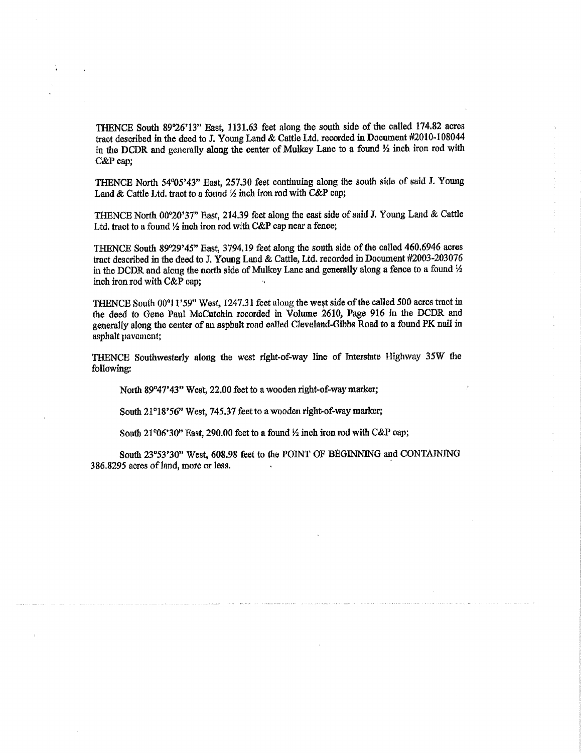THENCE South 89°26'13" East, 1131.63 feet along the south side of the called 174.82 acres tract described in the deed to J. Young Land & Cattle Ltd. recorded in Document #2010-108044 in the DCDR and generally along the center of Mulkey Lane to a found ½ inch iron rod with C&P cap;

THENCE North 54°05'43" East, 257.30 feet continuing along the south side of said J. Young Land & Cattle Ltd. tract to a found ½ inch iron rod with C&P cap;

THENCE North 00°20'37" East, 214.39 feet along the east side of said J. Young Land & Cattle Ltd. tract to a found ½ inch iron rod with C&P cap near a fence;

THENCE South 89°29'45" East, 3794.19 feet along the south side of the called 460.6946 acres tract described in the deed to J. Young Land & Cattle, Ltd. recorded in Document #2003-203076 in the DCDR and along the north side of Mulkey Lane and generally along a fence to a found ½ inch iron rod with C&P cap;

THENCE South 00°11'59" West, 1247.31 feet along the west side of the called 500 acres tract in the deed to Gene Paul McCutchin recorded in Volume 2610, Page 916 in the DCDR and generally along the center of an asphalt road called Cleveland-Gibbs Road to a found PK nail in asphalt pavement;

THENCE Southwesterly along the west right-of-way line of Interstate Highway 35W the following:

North 89°47'43" West, 22.00 feet to a wooden right-of-way marker;

South 21°18'56" West, 745.37 feet to a wooden right-of-way marker;

South 21°06'30" East, 290.00 feet to a found ½ inch iron rod with C&P cap;

South 23°53'30" West, 608.98 feet to the POINT OF BEGINNING and CONTAINING 386.8295 acres of land, more or less.